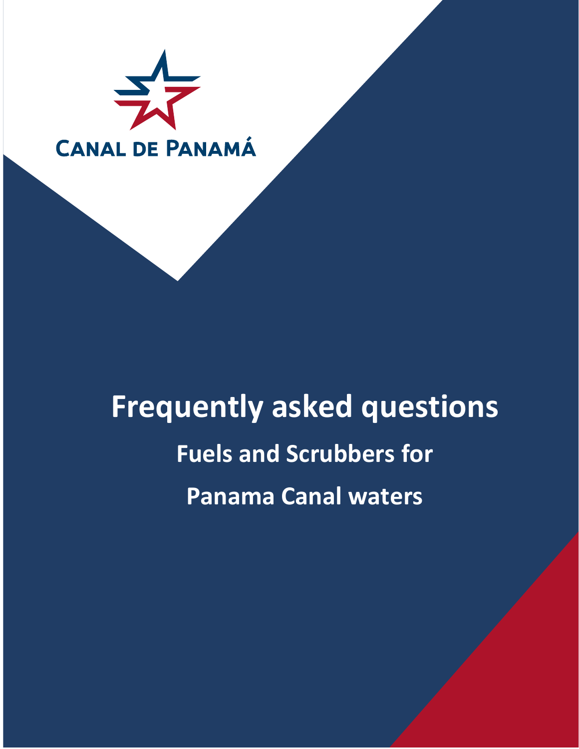CANAL DE PANAMÁ

# Frequently asked questions

## Fuels and Scrubbers for

## Panama Canal waters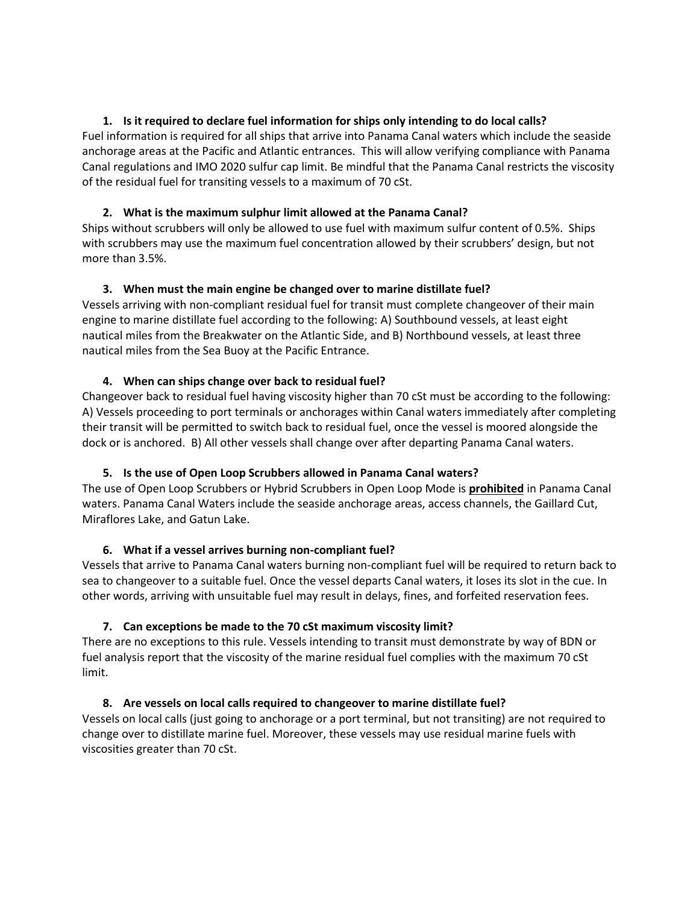1. **Is it required to declare fuel information for ships only intending to do local calls?**

Fuel information is required for all ships that arrive into Panama Canal waters which include the seaside anchorage areas at the Pacific and Atlantic entrances. This will allow verifying compliance with Panama Canal regulations and IMO 2020 sulfur cap limit. Be mindful that the Panama Canal restricts the viscosity of the residual fuel for transiting vessels to a maximum of 70 cSt.

2. **What is the maximum sulphur limit allowed at the Panama Canal?**

Ships without scrubbers will only be allowed to use fuel with maximum sulfur content of 0.5%. Ships with scrubbers may use the maximum fuel concentration allowed by their scrubbers' design, but not more than 3.5%.

3. **When must the main engine be changed over to marine distillate fuel?**

Vessels arriving with non-compliant residual fuel for transit must complete changeover of their main engine to marine distillate fuel according to the following: A) Southbound vessels, at least eight nautical miles from the Breakwater on the Atlantic Side, and B) Northbound vessels, at least three nautical miles from the Sea Buoy at the Pacific Entrance.

4. **When can ships change over back to residual fuel?**

Changeover back to residual fuel having viscosity higher than 70 cSt must be according to the following: A) Vessels proceeding to port terminals or anchorages within Canal waters immediately after completing their transit will be permitted to switch back to residual fuel, once the vessel is moored alongside the dock or is anchored. B) All other vessels shall change over after departing Panama Canal waters.

5. **Is the use of Open Loop Scrubbers allowed in Panama Canal waters?**

The use of Open Loop Scrubbers or Hybrid Scrubbers in Open Loop Mode is **prohibited** in Panama Canal waters. Panama Canal Waters include the seaside anchorage areas, access channels, the Gaillard Cut, Miraflores Lake, and Gatun Lake.

6. **What if a vessel arrives burning non-compliant fuel?**

Vessels that arrive to Panama Canal waters burning non-compliant fuel will be required to return back to sea to changeover to a suitable fuel. Once the vessel departs Canal waters, it loses its slot in the cue. In other words, arriving with unsuitable fuel may result in delays, fines, and forfeited reservation fees.

7. **Can exceptions be made to the 70 cSt maximum viscosity limit?**

There are no exceptions to this rule. Vessels intending to transit must demonstrate by way of BDN or fuel analysis report that the viscosity of the marine residual fuel complies with the maximum 70 cSt limit.

8. **Are vessels on local calls required to changeover to marine distillate fuel?**

Vessels on local calls (just going to anchorage or a port terminal, but not transiting) are not required to change over to distillate marine fuel. Moreover, these vessels may use residual marine fuels with viscosities greater than 70 cSt.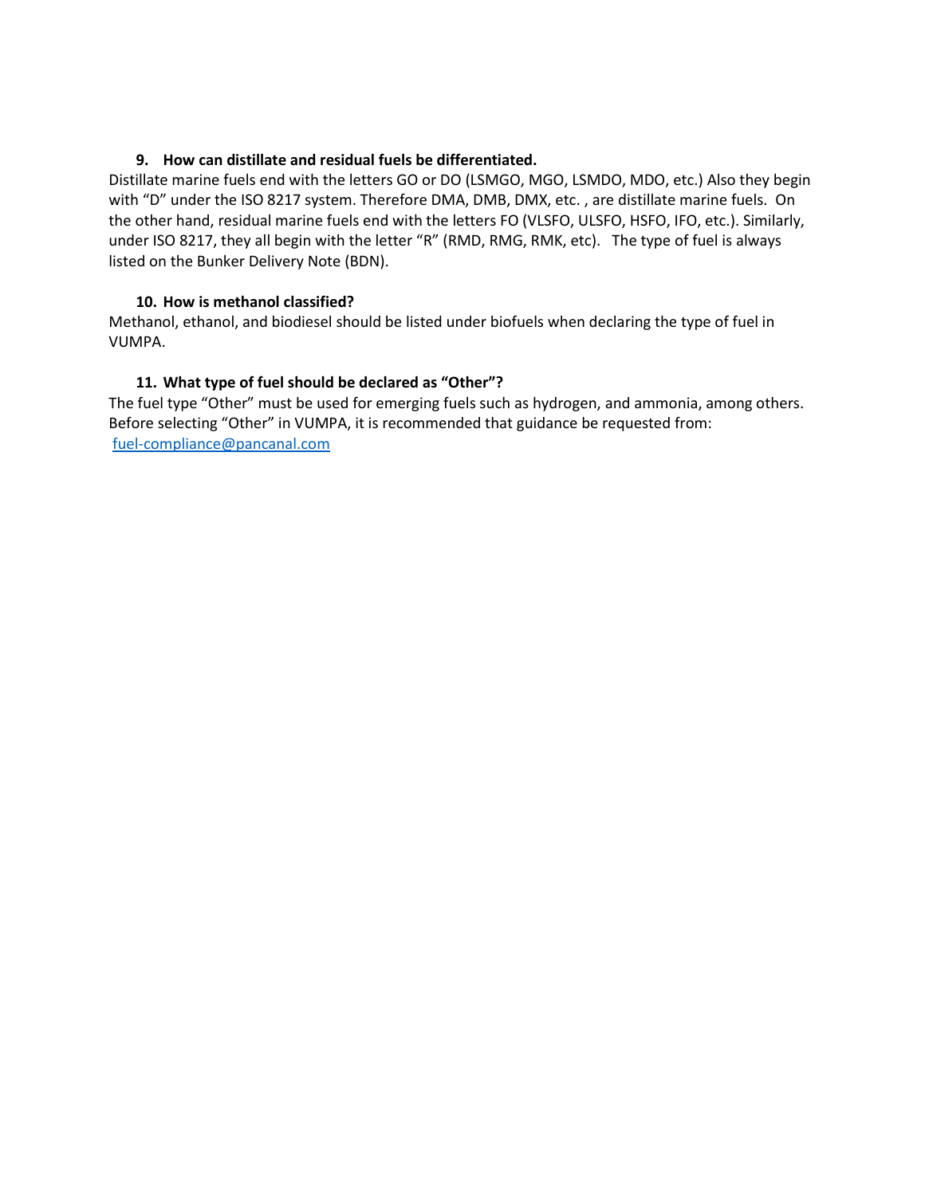**9. How can distillate and residual fuels be differentiated.**

Distillate marine fuels end with the letters GO or DO (LSMGO, MGO, LSMDO, MDO, etc.) Also they begin with "D" under the ISO 8217 system. Therefore DMA, DMB, DMX, etc. , are distillate marine fuels. On the other hand, residual marine fuels end with the letters FO (VLSFO, ULSFO, HSFO, IFO, etc.). Similarly, under ISO 8217, they all begin with the letter "R" (RMD, RMG, RMK, etc). The type of fuel is always listed on the Bunker Delivery Note (BDN).

**10. How is methanol classified?**

Methanol, ethanol, and biodiesel should be listed under biofuels when declaring the type of fuel in VUMPA.

**11. What type of fuel should be declared as "Other"?**

The fuel type "Other" must be used for emerging fuels such as hydrogen, and ammonia, among others. Before selecting "Other" in VUMPA, it is recommended that guidance be requested from: fuel-compliance@pancanal.com